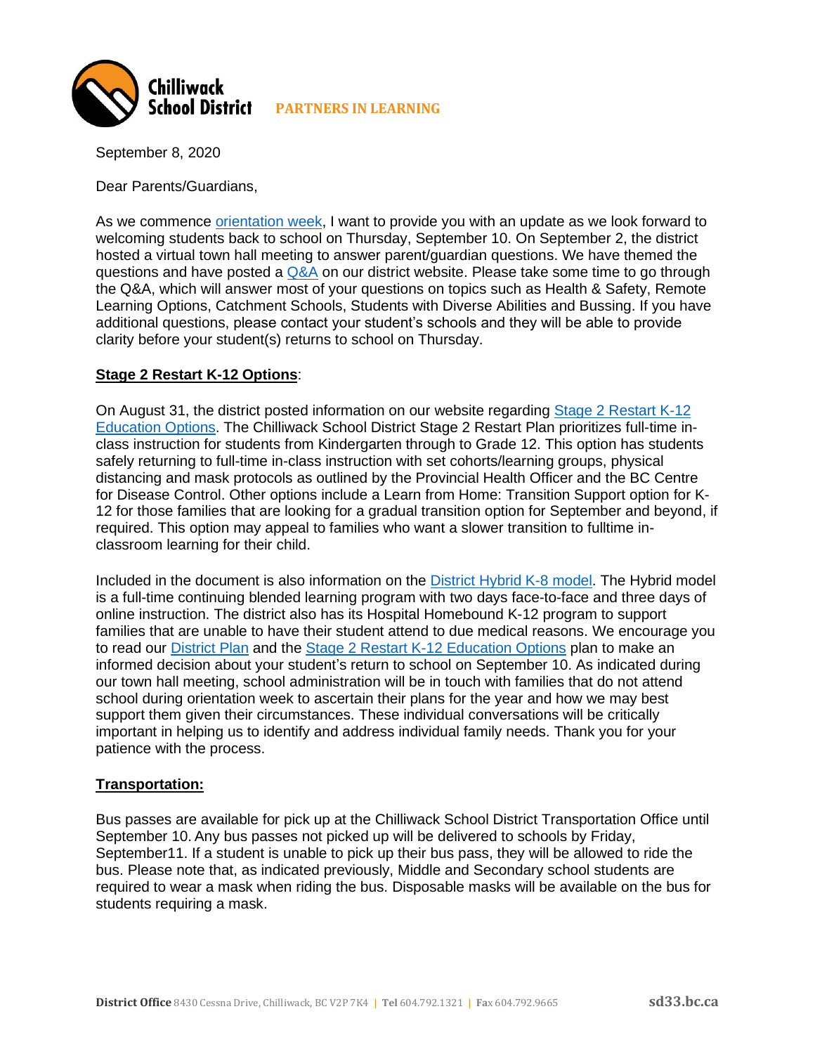Chilliwack School District

PARTNERS IN LEARNING

September 8, 2020

Dear Parents/Guardians,

As we commence orientation week, I want to provide you with an update as we look forward to welcoming students back to school on Thursday, September 10. On September 2, the district hosted a virtual town hall meeting to answer parent/guardian questions. We have themed the questions and have posted a Q&A on our district website. Please take some time to go through the Q&A, which will answer most of your questions on topics such as Health & Safety, Remote Learning Options, Catchment Schools, Students with Diverse Abilities and Bussing. If you have additional questions, please contact your student's schools and they will be able to provide clarity before your student(s) returns to school on Thursday.

**Stage 2 Restart K-12 Options**:

On August 31, the district posted information on our website regarding Stage 2 Restart K-12 Education Options. The Chilliwack School District Stage 2 Restart Plan prioritizes full-time in-class instruction for students from Kindergarten through to Grade 12. This option has students safely returning to full-time in-class instruction with set cohorts/learning groups, physical distancing and mask protocols as outlined by the Provincial Health Officer and the BC Centre for Disease Control. Other options include a Learn from Home: Transition Support option for K-12 for those families that are looking for a gradual transition option for September and beyond, if required. This option may appeal to families who want a slower transition to fulltime in-classroom learning for their child.

Included in the document is also information on the District Hybrid K-8 model. The Hybrid model is a full-time continuing blended learning program with two days face-to-face and three days of online instruction. The district also has its Hospital Homebound K-12 program to support families that are unable to have their student attend to due medical reasons. We encourage you to read our District Plan and the Stage 2 Restart K-12 Education Options plan to make an informed decision about your student's return to school on September 10. As indicated during our town hall meeting, school administration will be in touch with families that do not attend school during orientation week to ascertain their plans for the year and how we may best support them given their circumstances. These individual conversations will be critically important in helping us to identify and address individual family needs. Thank you for your patience with the process.

**Transportation:**

Bus passes are available for pick up at the Chilliwack School District Transportation Office until September 10. Any bus passes not picked up will be delivered to schools by Friday, September11. If a student is unable to pick up their bus pass, they will be allowed to ride the bus. Please note that, as indicated previously, Middle and Secondary school students are required to wear a mask when riding the bus. Disposable masks will be available on the bus for students requiring a mask.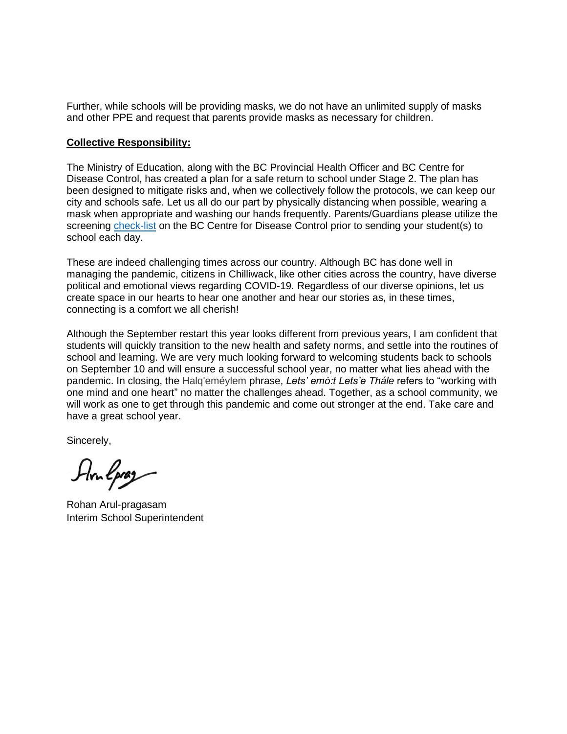Further, while schools will be providing masks, we do not have an unlimited supply of masks and other PPE and request that parents provide masks as necessary for children.

**Collective Responsibility:**

The Ministry of Education, along with the BC Provincial Health Officer and BC Centre for Disease Control, has created a plan for a safe return to school under Stage 2. The plan has been designed to mitigate risks and, when we collectively follow the protocols, we can keep our city and schools safe. Let us all do our part by physically distancing when possible, wearing a mask when appropriate and washing our hands frequently. Parents/Guardians please utilize the screening check-list on the BC Centre for Disease Control prior to sending your student(s) to school each day.

These are indeed challenging times across our country. Although BC has done well in managing the pandemic, citizens in Chilliwack, like other cities across the country, have diverse political and emotional views regarding COVID-19. Regardless of our diverse opinions, let us create space in our hearts to hear one another and hear our stories as, in these times, connecting is a comfort we all cherish!

Although the September restart this year looks different from previous years, I am confident that students will quickly transition to the new health and safety norms, and settle into the routines of school and learning. We are very much looking forward to welcoming students back to schools on September 10 and will ensure a successful school year, no matter what lies ahead with the pandemic. In closing, the Halq'eméylem phrase, *Lets' emó:t Lets'e Thále* refers to "working with one mind and one heart" no matter the challenges ahead. Together, as a school community, we will work as one to get through this pandemic and come out stronger at the end. Take care and have a great school year.

Sincerely,

Rohan Arul-pragasam
Interim School Superintendent